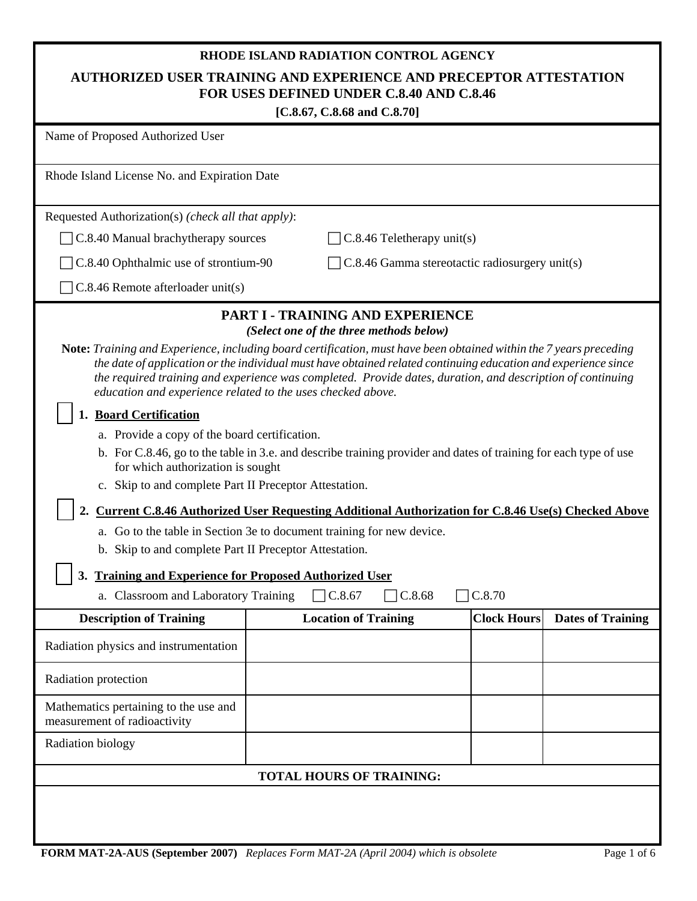**RHODE ISLAND RADIATION CONTROL AGENCY**

# AUTHORIZED USER TRAINING AND EXPERIENCE AND PRECEPTOR ATTESTATION FOR USES DEFINED UNDER C.8.40 AND C.8.46

**[C.8.67, C.8.68 and C.8.70]**

Name of Proposed Authorized User

Rhode Island License No. and Expiration Date

Requested Authorization(s) *(check all that apply)*:

☐ C.8.40 Manual brachytherapy sources

☐ C.8.46 Teletherapy unit(s)

☐ C.8.40 Ophthalmic use of strontium-90

☐ C.8.46 Gamma stereotactic radiosurgery unit(s)

☐ C.8.46 Remote afterloader unit(s)

## PART I - TRAINING AND EXPERIENCE

***(Select one of the three methods below)***

**Note:** *Training and Experience, including board certification, must have been obtained within the 7 years preceding the date of application or the individual must have obtained related continuing education and experience since the required training and experience was completed. Provide dates, duration, and description of continuing education and experience related to the uses checked above.*

☐ **1. Board Certification**

a. Provide a copy of the board certification.

b. For C.8.46, go to the table in 3.e. and describe training provider and dates of training for each type of use for which authorization is sought

c. Skip to and complete Part II Preceptor Attestation.

☐ **2. Current C.8.46 Authorized User Requesting Additional Authorization for C.8.46 Use(s) Checked Above**

a. Go to the table in Section 3e to document training for new device.

b. Skip to and complete Part II Preceptor Attestation.

☐ **3. Training and Experience for Proposed Authorized User**

a. Classroom and Laboratory Training ☐ C.8.67 ☐ C.8.68 ☐ C.8.70

| Description of Training | Location of Training | Clock Hours | Dates of Training |
|---|---|---|---|
| Radiation physics and instrumentation | | | |
| Radiation protection | | | |
| Mathematics pertaining to the use and measurement of radioactivity | | | |
| Radiation biology | | | |
| **TOTAL HOURS OF TRAINING:** | | | |

FORM MAT-2A-AUS (September 2007) *Replaces Form MAT-2A (April 2004) which is obsolete*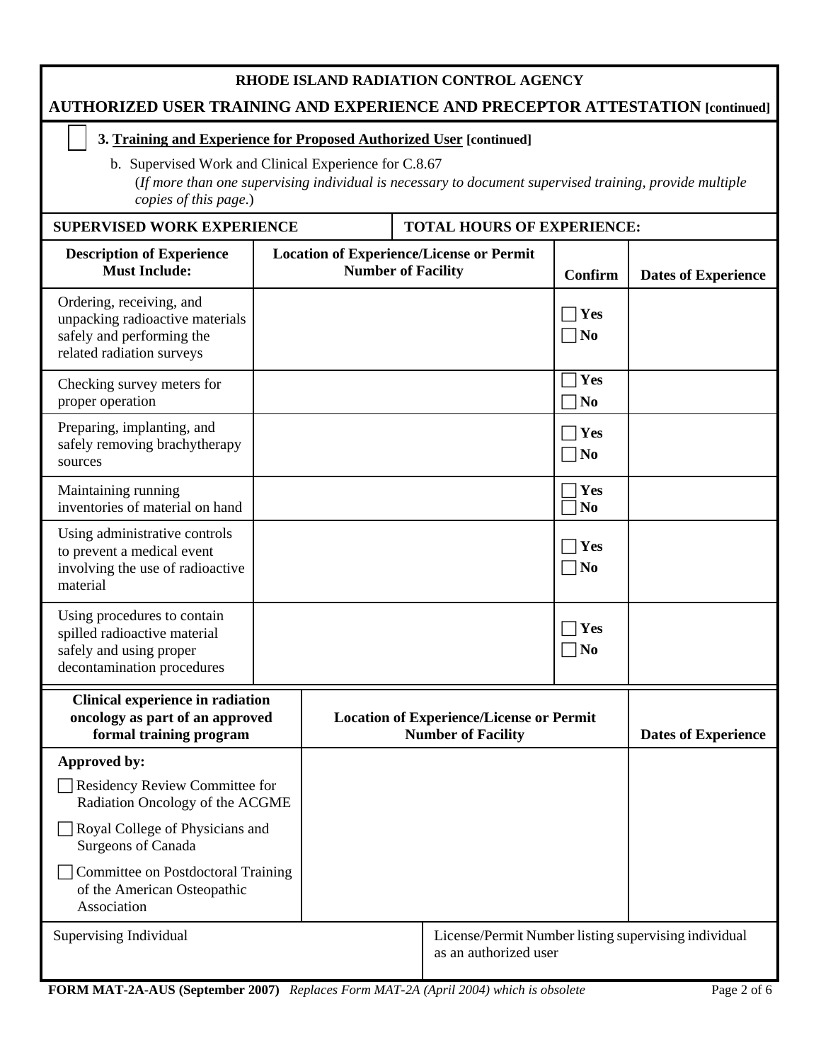**RHODE ISLAND RADIATION CONTROL AGENCY**

**AUTHORIZED USER TRAINING AND EXPERIENCE AND PRECEPTOR ATTESTATION [continued]**

☐ **3. Training and Experience for Proposed Authorized User [continued]**

b. Supervised Work and Clinical Experience for C.8.67
(*If more than one supervising individual is necessary to document supervised training, provide multiple copies of this page*.)

| **SUPERVISED WORK EXPERIENCE** | **TOTAL HOURS OF EXPERIENCE:** | | |
|---|---|---|---|
| **Description of Experience Must Include:** | **Location of Experience/License or Permit Number of Facility** | **Confirm** | **Dates of Experience** |
| Ordering, receiving, and unpacking radioactive materials safely and performing the related radiation surveys | | ☐ Yes ☐ No | |
| Checking survey meters for proper operation | | ☐ Yes ☐ No | |
| Preparing, implanting, and safely removing brachytherapy sources | | ☐ Yes ☐ No | |
| Maintaining running inventories of material on hand | | ☐ Yes ☐ No | |
| Using administrative controls to prevent a medical event involving the use of radioactive material | | ☐ Yes ☐ No | |
| Using procedures to contain spilled radioactive material safely and using proper decontamination procedures | | ☐ Yes ☐ No | |

| **Clinical experience in radiation oncology as part of an approved formal training program** | **Location of Experience/License or Permit Number of Facility** | **Dates of Experience** |
|---|---|---|
| **Approved by:**<br>☐ Residency Review Committee for Radiation Oncology of the ACGME<br>☐ Royal College of Physicians and Surgeons of Canada<br>☐ Committee on Postdoctoral Training of the American Osteopathic Association | | |

| Supervising Individual | License/Permit Number listing supervising individual as an authorized user |
|---|---|
| | |

**FORM MAT-2A-AUS (September 2007)** *Replaces Form MAT-2A (April 2004) which is obsolete*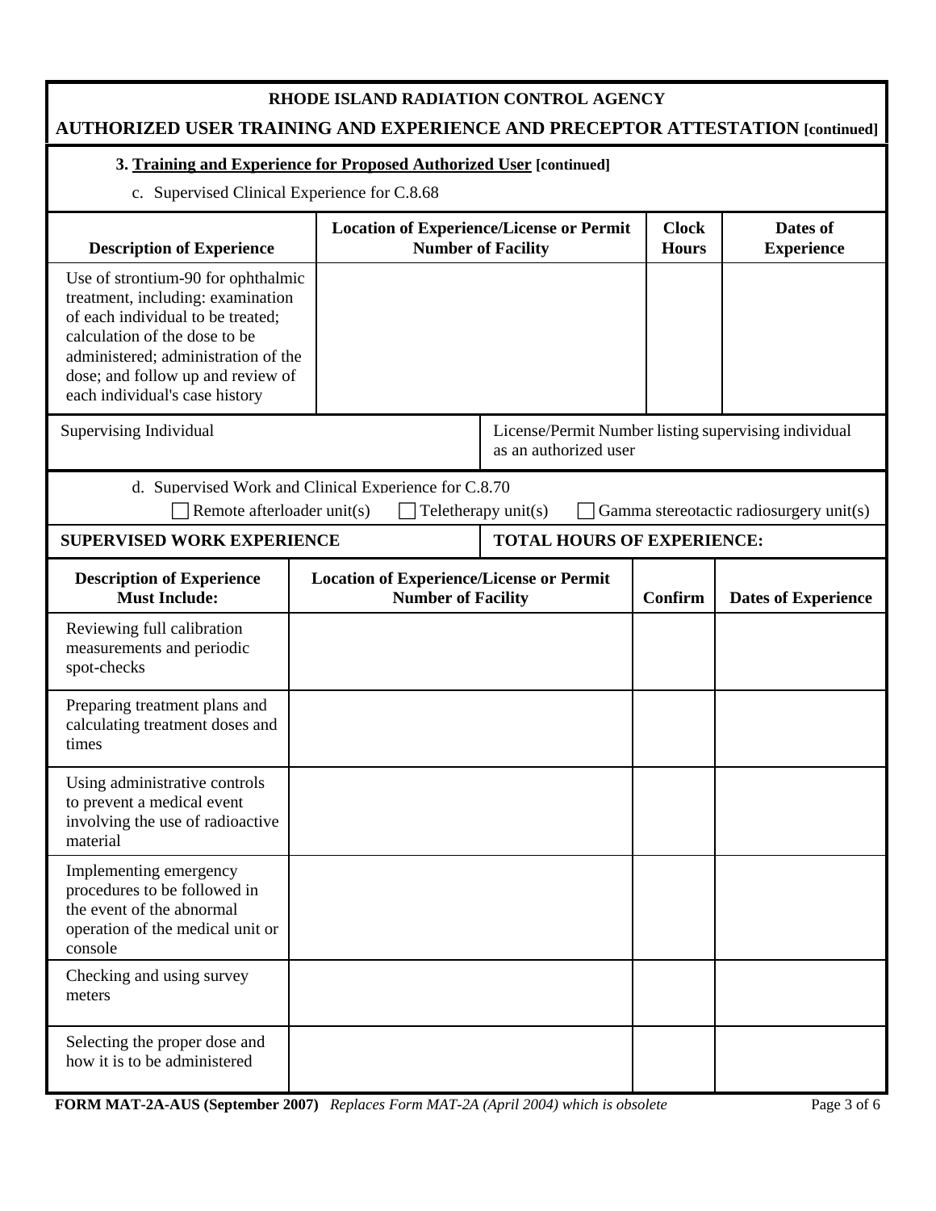**RHODE ISLAND RADIATION CONTROL AGENCY**

**AUTHORIZED USER TRAINING AND EXPERIENCE AND PRECEPTOR ATTESTATION [continued]**

**3. Training and Experience for Proposed Authorized User [continued]**

c. Supervised Clinical Experience for C.8.68

| Description of Experience | Location of Experience/License or Permit Number of Facility | Clock Hours | Dates of Experience |
|---|---|---|---|
| Use of strontium-90 for ophthalmic treatment, including: examination of each individual to be treated; calculation of the dose to be administered; administration of the dose; and follow up and review of each individual's case history | | | |

| Supervising Individual | License/Permit Number listing supervising individual as an authorized user |
|---|---|
| | |

d. Supervised Work and Clinical Experience for C.8.70

☐ Remote afterloader unit(s) ☐ Teletherapy unit(s) ☐ Gamma stereotactic radiosurgery unit(s)

| SUPERVISED WORK EXPERIENCE | TOTAL HOURS OF EXPERIENCE: |
|---|---|

| Description of Experience Must Include: | Location of Experience/License or Permit Number of Facility | Confirm | Dates of Experience |
|---|---|---|---|
| Reviewing full calibration measurements and periodic spot-checks | | | |
| Preparing treatment plans and calculating treatment doses and times | | | |
| Using administrative controls to prevent a medical event involving the use of radioactive material | | | |
| Implementing emergency procedures to be followed in the event of the abnormal operation of the medical unit or console | | | |
| Checking and using survey meters | | | |
| Selecting the proper dose and how it is to be administered | | | |

**FORM MAT-2A-AUS (September 2007)** *Replaces Form MAT-2A (April 2004) which is obsolete*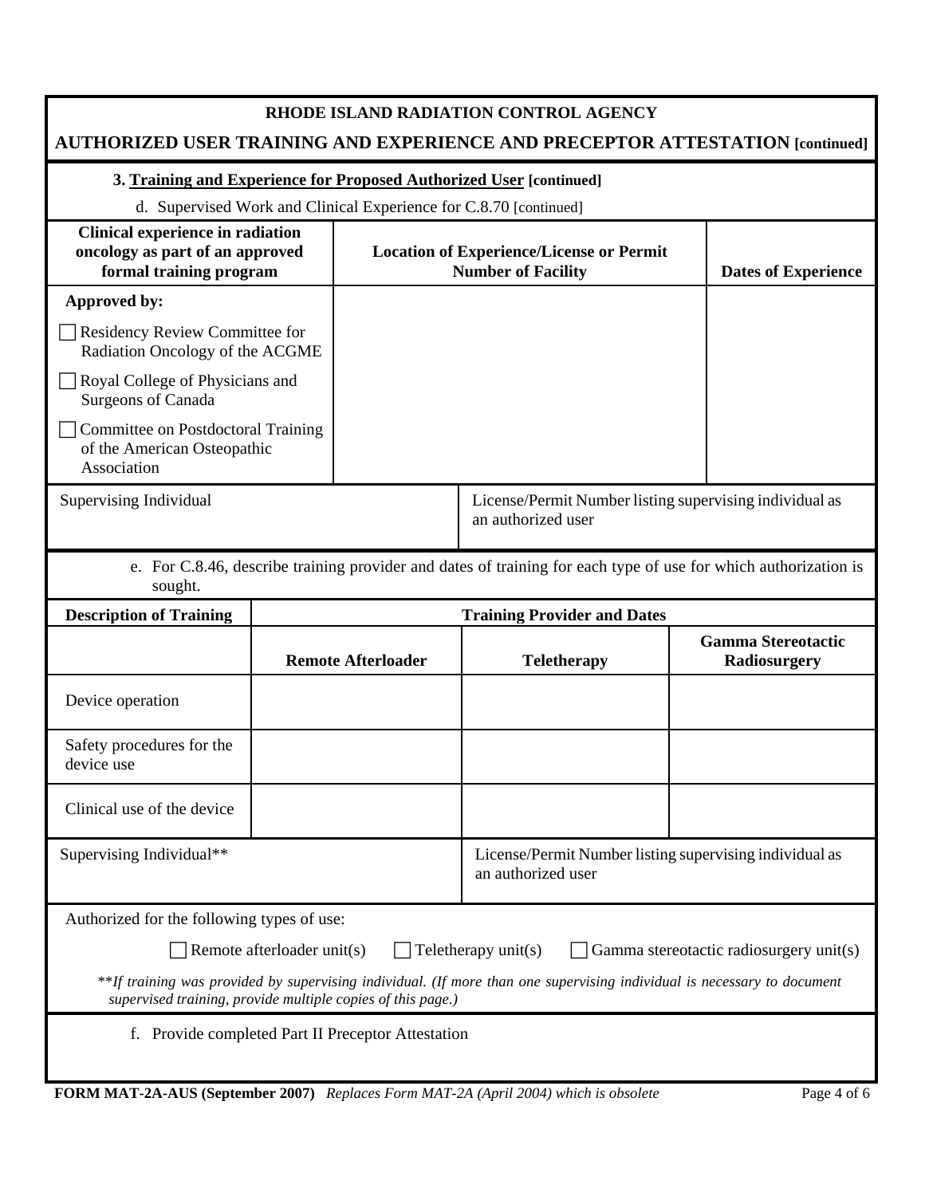**RHODE ISLAND RADIATION CONTROL AGENCY**

**AUTHORIZED USER TRAINING AND EXPERIENCE AND PRECEPTOR ATTESTATION [continued]**

**3. Training and Experience for Proposed Authorized User [continued]**

d. Supervised Work and Clinical Experience for C.8.70 [continued]

| Clinical experience in radiation oncology as part of an approved formal training program | Location of Experience/License or Permit Number of Facility | Dates of Experience |
|---|---|---|
| **Approved by:** | | |
| ☐ Residency Review Committee for Radiation Oncology of the ACGME | | |
| ☐ Royal College of Physicians and Surgeons of Canada | | |
| ☐ Committee on Postdoctoral Training of the American Osteopathic Association | | |

| Supervising Individual | License/Permit Number listing supervising individual as an authorized user |
|---|---|
| | |

e. For C.8.46, describe training provider and dates of training for each type of use for which authorization is sought.

| Description of Training | Training Provider and Dates | | |
|---|---|---|---|
| | **Remote Afterloader** | **Teletherapy** | **Gamma Stereotactic Radiosurgery** |
| Device operation | | | |
| Safety procedures for the device use | | | |
| Clinical use of the device | | | |

| Supervising Individual** | License/Permit Number listing supervising individual as an authorized user |
|---|---|
| | |

Authorized for the following types of use:

☐ Remote afterloader unit(s) ☐ Teletherapy unit(s) ☐ Gamma stereotactic radiosurgery unit(s)

*\*\*If training was provided by supervising individual. (If more than one supervising individual is necessary to document supervised training, provide multiple copies of this page.)*

f. Provide completed Part II Preceptor Attestation

**FORM MAT-2A-AUS (September 2007)** *Replaces Form MAT-2A (April 2004) which is obsolete*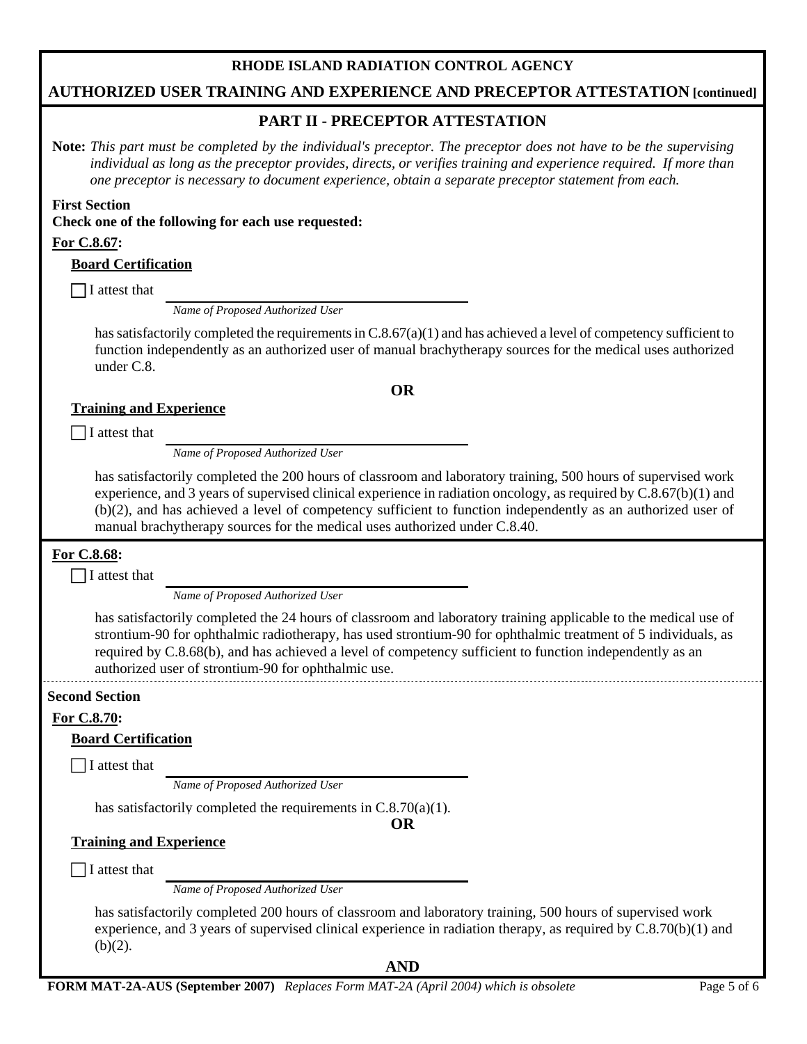**RHODE ISLAND RADIATION CONTROL AGENCY**

**AUTHORIZED USER TRAINING AND EXPERIENCE AND PRECEPTOR ATTESTATION [continued]**

## PART II - PRECEPTOR ATTESTATION

**Note:** *This part must be completed by the individual's preceptor. The preceptor does not have to be the supervising individual as long as the preceptor provides, directs, or verifies training and experience required. If more than one preceptor is necessary to document experience, obtain a separate preceptor statement from each.*

**First Section**

**Check one of the following for each use requested:**

**For C.8.67:**

**Board Certification**

☐ I attest that ______________________________
*Name of Proposed Authorized User*

has satisfactorily completed the requirements in C.8.67(a)(1) and has achieved a level of competency sufficient to function independently as an authorized user of manual brachytherapy sources for the medical uses authorized under C.8.

**OR**

**Training and Experience**

☐ I attest that ______________________________
*Name of Proposed Authorized User*

has satisfactorily completed the 200 hours of classroom and laboratory training, 500 hours of supervised work experience, and 3 years of supervised clinical experience in radiation oncology, as required by C.8.67(b)(1) and (b)(2), and has achieved a level of competency sufficient to function independently as an authorized user of manual brachytherapy sources for the medical uses authorized under C.8.40.

**For C.8.68:**

☐ I attest that ______________________________
*Name of Proposed Authorized User*

has satisfactorily completed the 24 hours of classroom and laboratory training applicable to the medical use of strontium-90 for ophthalmic radiotherapy, has used strontium-90 for ophthalmic treatment of 5 individuals, as required by C.8.68(b), and has achieved a level of competency sufficient to function independently as an authorized user of strontium-90 for ophthalmic use.

---

**Second Section**

**For C.8.70:**

**Board Certification**

☐ I attest that ______________________________
*Name of Proposed Authorized User*

has satisfactorily completed the requirements in C.8.70(a)(1).

**OR**

**Training and Experience**

☐ I attest that ______________________________
*Name of Proposed Authorized User*

has satisfactorily completed 200 hours of classroom and laboratory training, 500 hours of supervised work experience, and 3 years of supervised clinical experience in radiation therapy, as required by C.8.70(b)(1) and (b)(2).

**AND**

**FORM MAT-2A-AUS (September 2007)** *Replaces Form MAT-2A (April 2004) which is obsolete*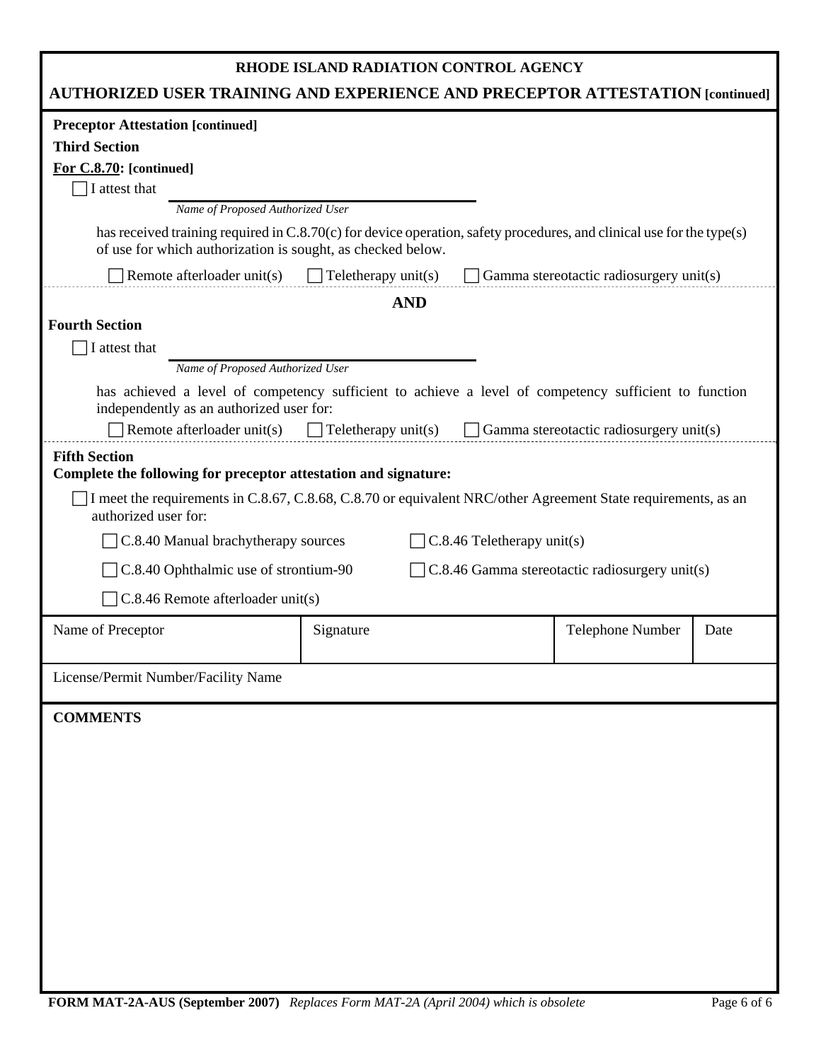**RHODE ISLAND RADIATION CONTROL AGENCY**

**AUTHORIZED USER TRAINING AND EXPERIENCE AND PRECEPTOR ATTESTATION [continued]**

**Preceptor Attestation [continued]**

**Third Section**

**For C.8.70: [continued]**

☐ I attest that \_\_\_\_\_\_\_\_\_\_\_\_\_\_\_\_\_\_\_\_\_\_\_\_\_\_\_\_\_\_\_\_\_\_\_\_\_\_

*Name of Proposed Authorized User*

has received training required in C.8.70(c) for device operation, safety procedures, and clinical use for the type(s) of use for which authorization is sought, as checked below.

☐ Remote afterloader unit(s) ☐ Teletherapy unit(s) ☐ Gamma stereotactic radiosurgery unit(s)

**AND**

**Fourth Section**

☐ I attest that \_\_\_\_\_\_\_\_\_\_\_\_\_\_\_\_\_\_\_\_\_\_\_\_\_\_\_\_\_\_\_\_\_\_\_\_\_\_

*Name of Proposed Authorized User*

has achieved a level of competency sufficient to achieve a level of competency sufficient to function independently as an authorized user for:

☐ Remote afterloader unit(s) ☐ Teletherapy unit(s) ☐ Gamma stereotactic radiosurgery unit(s)

**Fifth Section**

**Complete the following for preceptor attestation and signature:**

☐ I meet the requirements in C.8.67, C.8.68, C.8.70 or equivalent NRC/other Agreement State requirements, as an authorized user for:

☐ C.8.40 Manual brachytherapy sources ☐ C.8.46 Teletherapy unit(s)

☐ C.8.40 Ophthalmic use of strontium-90 ☐ C.8.46 Gamma stereotactic radiosurgery unit(s)

☐ C.8.46 Remote afterloader unit(s)

| Name of Preceptor | Signature | Telephone Number | Date |
|---|---|---|---|
| | | | |

| License/Permit Number/Facility Name |
|---|
| |

**COMMENTS**

**FORM MAT-2A-AUS (September 2007)** *Replaces Form MAT-2A (April 2004) which is obsolete*